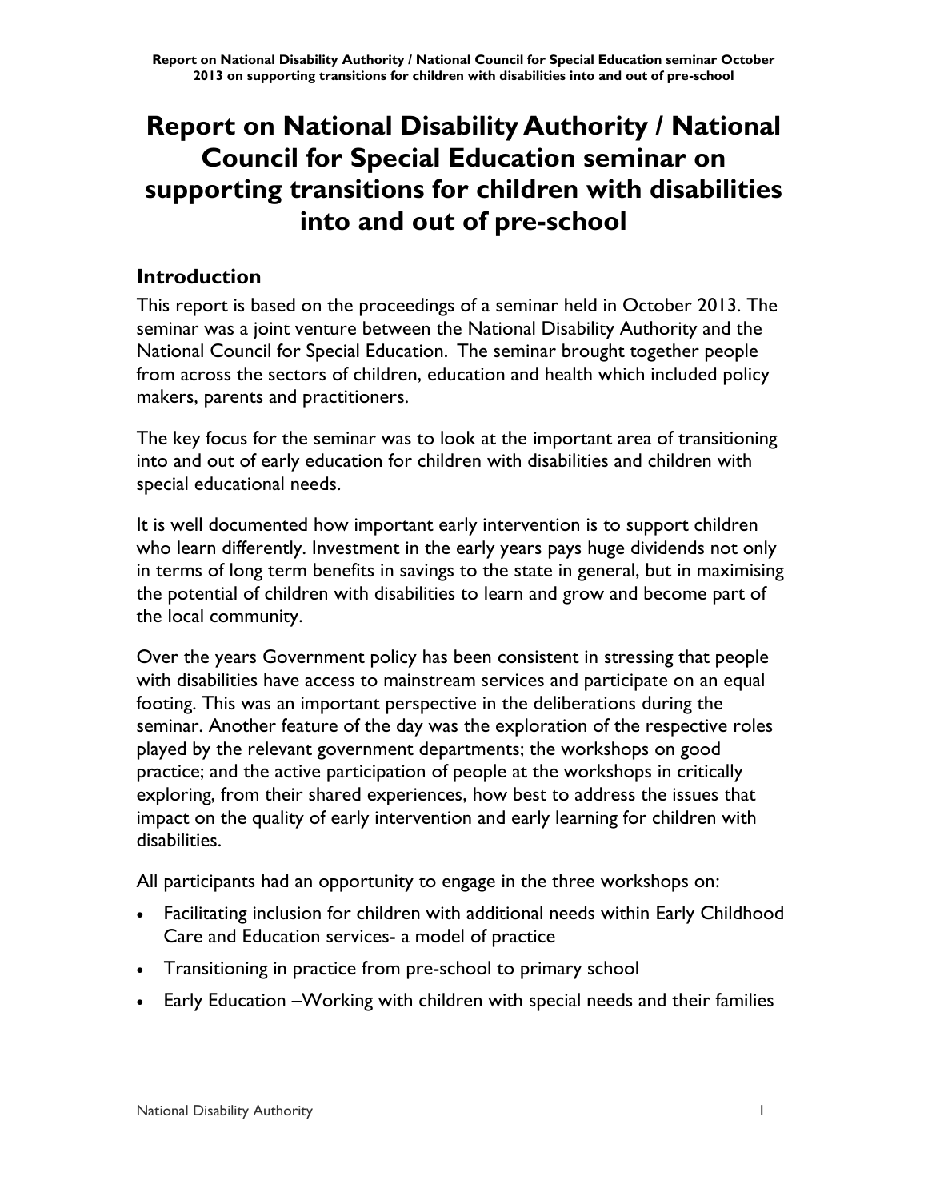# Report on National Disability Authority / National Council for Special Education seminar on supporting transitions for children with disabilities into and out of pre-school

## Introduction

This report is based on the proceedings of a seminar held in October 2013. The seminar was a joint venture between the National Disability Authority and the National Council for Special Education. The seminar brought together people from across the sectors of children, education and health which included policy makers, parents and practitioners.

The key focus for the seminar was to look at the important area of transitioning into and out of early education for children with disabilities and children with special educational needs.

It is well documented how important early intervention is to support children who learn differently. Investment in the early years pays huge dividends not only in terms of long term benefits in savings to the state in general, but in maximising the potential of children with disabilities to learn and grow and become part of the local community.

Over the years Government policy has been consistent in stressing that people with disabilities have access to mainstream services and participate on an equal footing. This was an important perspective in the deliberations during the seminar. Another feature of the day was the exploration of the respective roles played by the relevant government departments; the workshops on good practice; and the active participation of people at the workshops in critically exploring, from their shared experiences, how best to address the issues that impact on the quality of early intervention and early learning for children with disabilities.

All participants had an opportunity to engage in the three workshops on:

- Facilitating inclusion for children with additional needs within Early Childhood Care and Education services- a model of practice
- Transitioning in practice from pre-school to primary school
- Early Education –Working with children with special needs and their families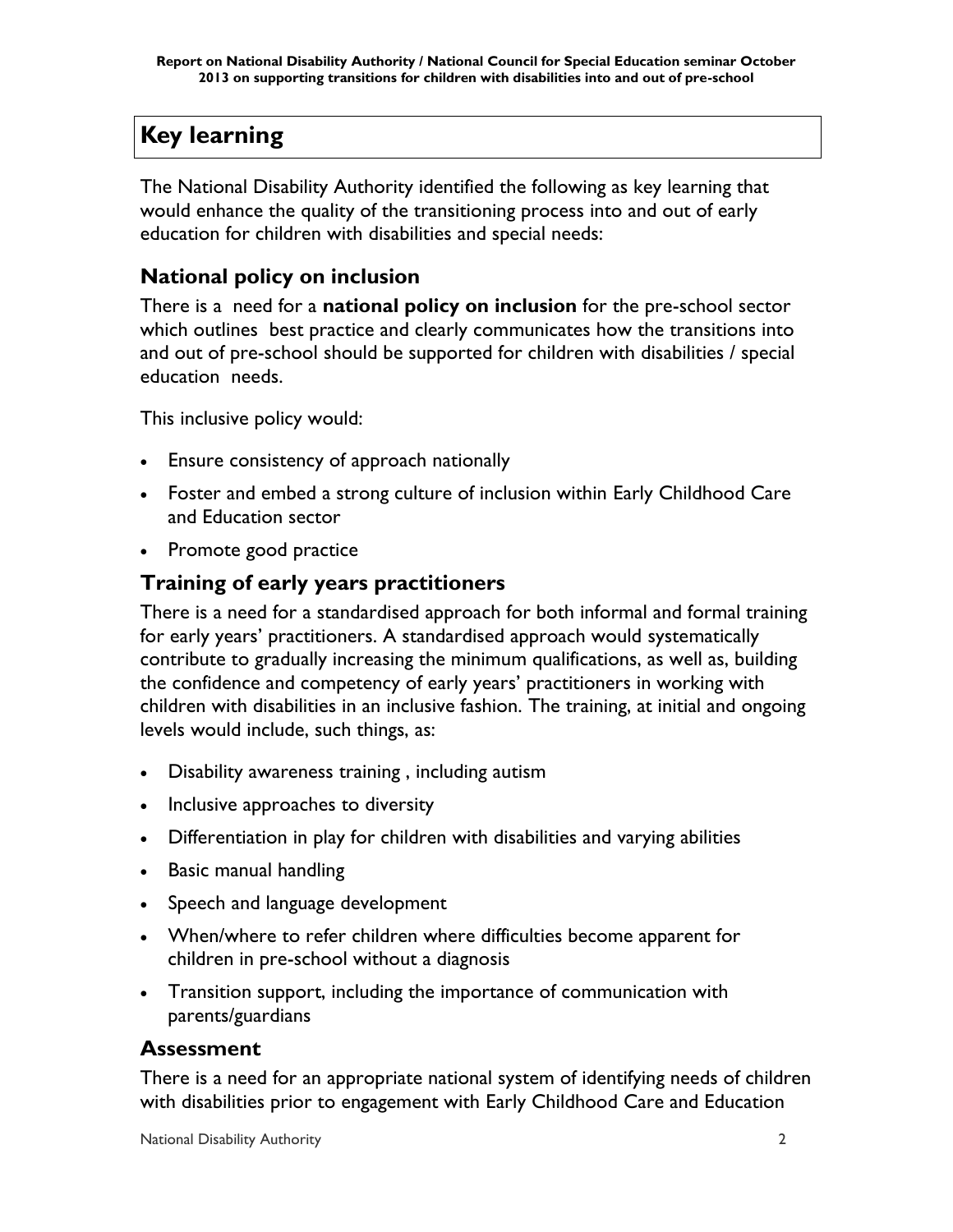# Key learning

The National Disability Authority identified the following as key learning that would enhance the quality of the transitioning process into and out of early education for children with disabilities and special needs:

## National policy on inclusion

There is a need for a **national policy on inclusion** for the pre-school sector which outlines best practice and clearly communicates how the transitions into and out of pre-school should be supported for children with disabilities / special education needs.

This inclusive policy would:

- Ensure consistency of approach nationally
- Foster and embed a strong culture of inclusion within Early Childhood Care and Education sector
- Promote good practice

## Training of early years practitioners

There is a need for a standardised approach for both informal and formal training for early years' practitioners. A standardised approach would systematically contribute to gradually increasing the minimum qualifications, as well as, building the confidence and competency of early years' practitioners in working with children with disabilities in an inclusive fashion. The training, at initial and ongoing levels would include, such things, as:

- Disability awareness training , including autism
- Inclusive approaches to diversity
- Differentiation in play for children with disabilities and varying abilities
- Basic manual handling
- Speech and language development
- When/where to refer children where difficulties become apparent for children in pre-school without a diagnosis
- Transition support, including the importance of communication with parents/guardians

## Assessment

There is a need for an appropriate national system of identifying needs of children with disabilities prior to engagement with Early Childhood Care and Education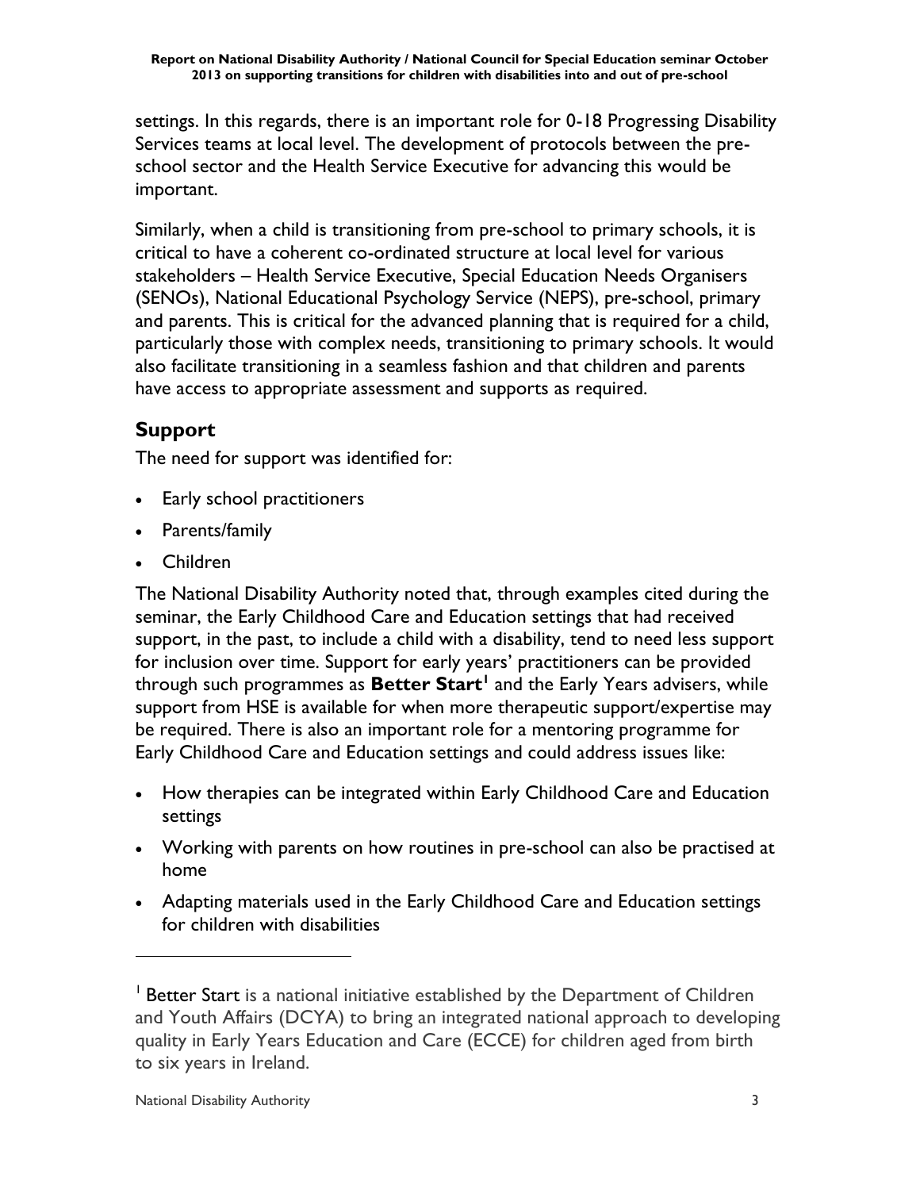settings. In this regards, there is an important role for 0-18 Progressing Disability Services teams at local level. The development of protocols between the pre-school sector and the Health Service Executive for advancing this would be important.

Similarly, when a child is transitioning from pre-school to primary schools, it is critical to have a coherent co-ordinated structure at local level for various stakeholders – Health Service Executive, Special Education Needs Organisers (SENOs), National Educational Psychology Service (NEPS), pre-school, primary and parents. This is critical for the advanced planning that is required for a child, particularly those with complex needs, transitioning to primary schools. It would also facilitate transitioning in a seamless fashion and that children and parents have access to appropriate assessment and supports as required.

## Support

The need for support was identified for:

- Early school practitioners
- Parents/family
- Children

The National Disability Authority noted that, through examples cited during the seminar, the Early Childhood Care and Education settings that had received support, in the past, to include a child with a disability, tend to need less support for inclusion over time. Support for early years' practitioners can be provided through such programmes as **Better Start**[1] and the Early Years advisers, while support from HSE is available for when more therapeutic support/expertise may be required. There is also an important role for a mentoring programme for Early Childhood Care and Education settings and could address issues like:

- How therapies can be integrated within Early Childhood Care and Education settings
- Working with parents on how routines in pre-school can also be practised at home
- Adapting materials used in the Early Childhood Care and Education settings for children with disabilities

---

[1] Better Start is a national initiative established by the Department of Children and Youth Affairs (DCYA) to bring an integrated national approach to developing quality in Early Years Education and Care (ECCE) for children aged from birth to six years in Ireland.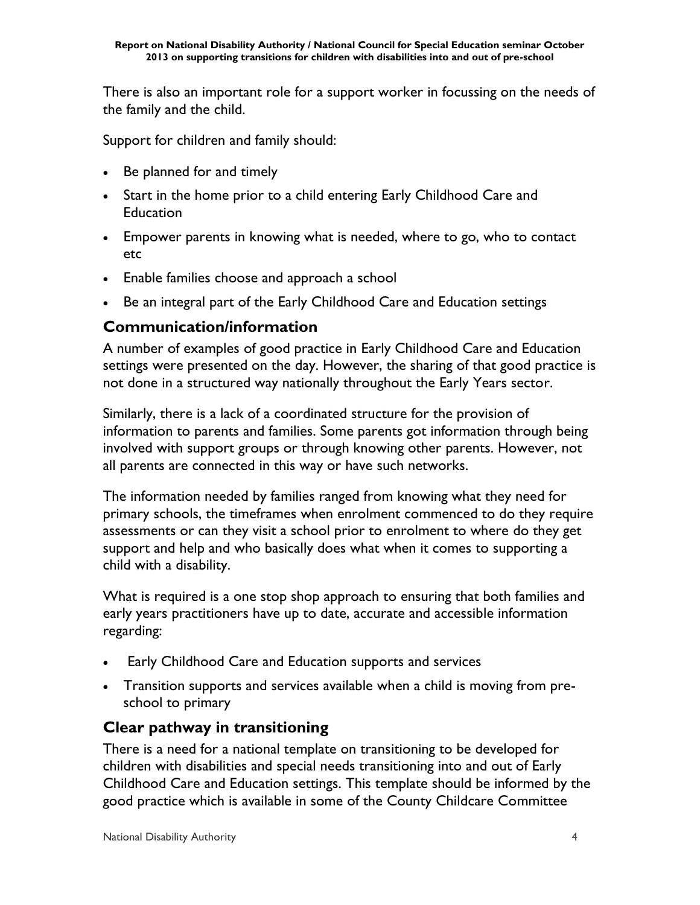There is also an important role for a support worker in focussing on the needs of the family and the child.

Support for children and family should:

- Be planned for and timely
- Start in the home prior to a child entering Early Childhood Care and Education
- Empower parents in knowing what is needed, where to go, who to contact etc
- Enable families choose and approach a school
- Be an integral part of the Early Childhood Care and Education settings

## Communication/information

A number of examples of good practice in Early Childhood Care and Education settings were presented on the day. However, the sharing of that good practice is not done in a structured way nationally throughout the Early Years sector.

Similarly, there is a lack of a coordinated structure for the provision of information to parents and families. Some parents got information through being involved with support groups or through knowing other parents. However, not all parents are connected in this way or have such networks.

The information needed by families ranged from knowing what they need for primary schools, the timeframes when enrolment commenced to do they require assessments or can they visit a school prior to enrolment to where do they get support and help and who basically does what when it comes to supporting a child with a disability.

What is required is a one stop shop approach to ensuring that both families and early years practitioners have up to date, accurate and accessible information regarding:

- Early Childhood Care and Education supports and services
- Transition supports and services available when a child is moving from pre-school to primary

## Clear pathway in transitioning

There is a need for a national template on transitioning to be developed for children with disabilities and special needs transitioning into and out of Early Childhood Care and Education settings. This template should be informed by the good practice which is available in some of the County Childcare Committee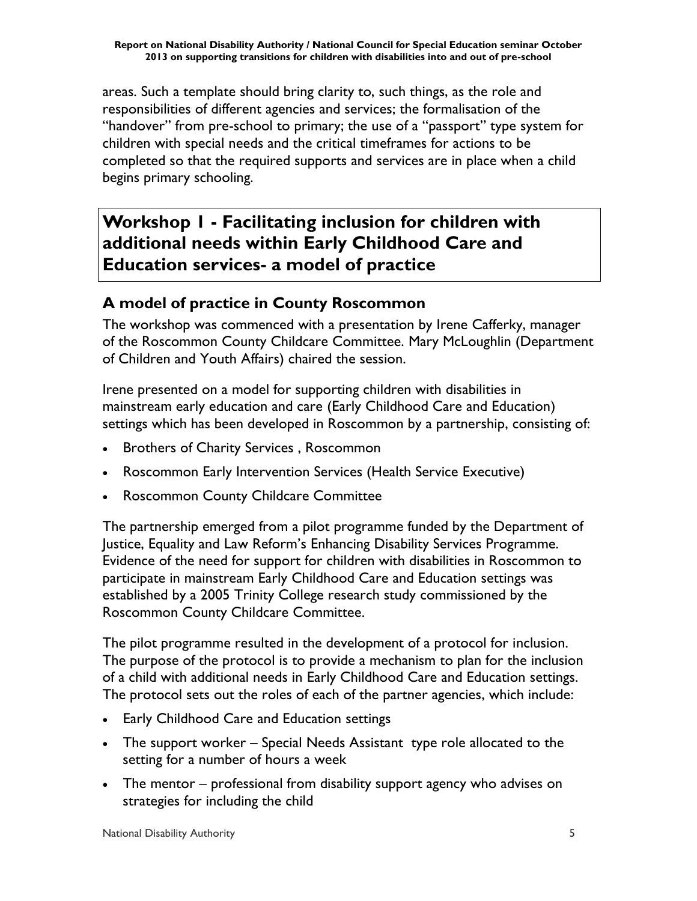areas. Such a template should bring clarity to, such things, as the role and responsibilities of different agencies and services; the formalisation of the "handover" from pre-school to primary; the use of a "passport" type system for children with special needs and the critical timeframes for actions to be completed so that the required supports and services are in place when a child begins primary schooling.

# Workshop 1 - Facilitating inclusion for children with additional needs within Early Childhood Care and Education services- a model of practice

## A model of practice in County Roscommon

The workshop was commenced with a presentation by Irene Cafferky, manager of the Roscommon County Childcare Committee. Mary McLoughlin (Department of Children and Youth Affairs) chaired the session.

Irene presented on a model for supporting children with disabilities in mainstream early education and care (Early Childhood Care and Education) settings which has been developed in Roscommon by a partnership, consisting of:

- Brothers of Charity Services , Roscommon
- Roscommon Early Intervention Services (Health Service Executive)
- Roscommon County Childcare Committee

The partnership emerged from a pilot programme funded by the Department of Justice, Equality and Law Reform's Enhancing Disability Services Programme. Evidence of the need for support for children with disabilities in Roscommon to participate in mainstream Early Childhood Care and Education settings was established by a 2005 Trinity College research study commissioned by the Roscommon County Childcare Committee.

The pilot programme resulted in the development of a protocol for inclusion. The purpose of the protocol is to provide a mechanism to plan for the inclusion of a child with additional needs in Early Childhood Care and Education settings. The protocol sets out the roles of each of the partner agencies, which include:

- Early Childhood Care and Education settings
- The support worker – Special Needs Assistant type role allocated to the setting for a number of hours a week
- The mentor – professional from disability support agency who advises on strategies for including the child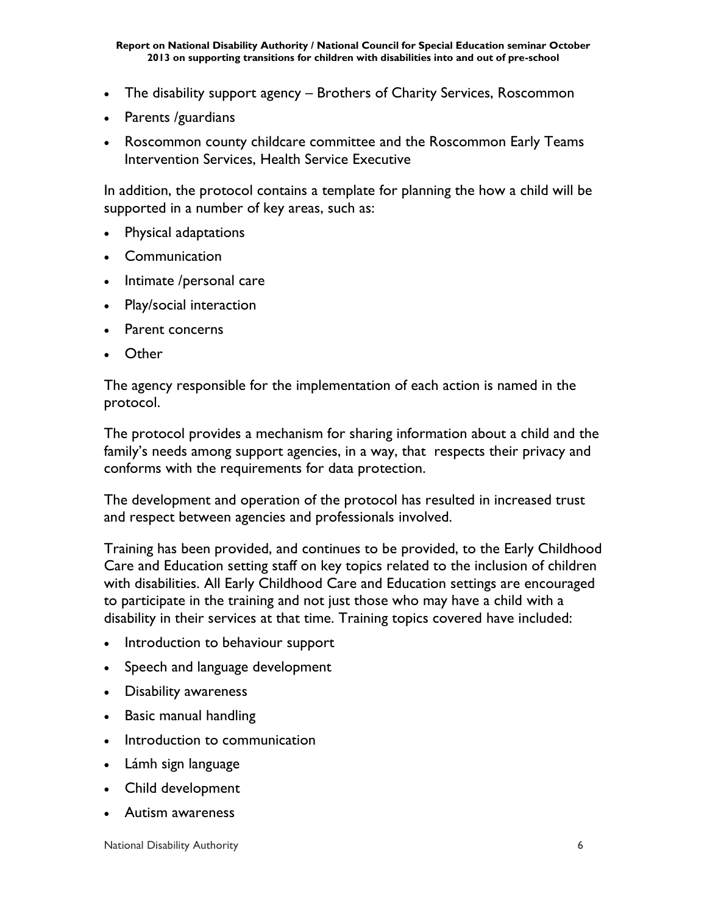- The disability support agency – Brothers of Charity Services, Roscommon
- Parents /guardians
- Roscommon county childcare committee and the Roscommon Early Teams Intervention Services, Health Service Executive

In addition, the protocol contains a template for planning the how a child will be supported in a number of key areas, such as:

- Physical adaptations
- Communication
- Intimate /personal care
- Play/social interaction
- Parent concerns
- Other

The agency responsible for the implementation of each action is named in the protocol.

The protocol provides a mechanism for sharing information about a child and the family's needs among support agencies, in a way, that respects their privacy and conforms with the requirements for data protection.

The development and operation of the protocol has resulted in increased trust and respect between agencies and professionals involved.

Training has been provided, and continues to be provided, to the Early Childhood Care and Education setting staff on key topics related to the inclusion of children with disabilities. All Early Childhood Care and Education settings are encouraged to participate in the training and not just those who may have a child with a disability in their services at that time. Training topics covered have included:

- Introduction to behaviour support
- Speech and language development
- Disability awareness
- Basic manual handling
- Introduction to communication
- Lámh sign language
- Child development
- Autism awareness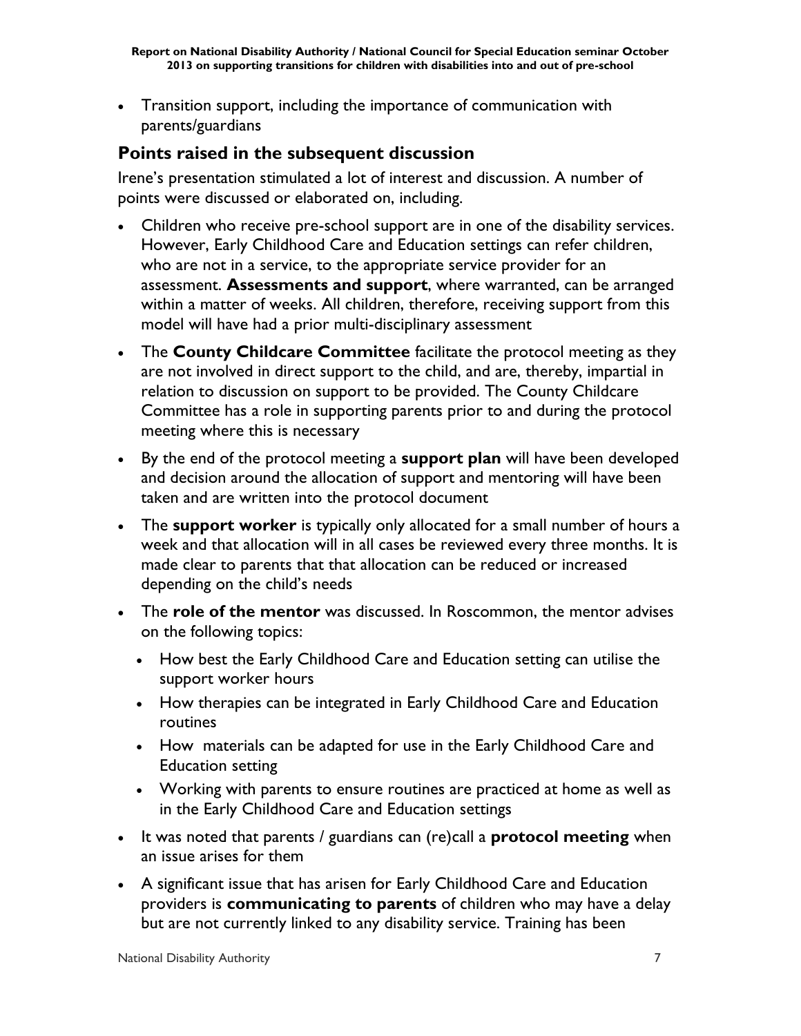- Transition support, including the importance of communication with parents/guardians

## Points raised in the subsequent discussion

Irene's presentation stimulated a lot of interest and discussion. A number of points were discussed or elaborated on, including.

- Children who receive pre-school support are in one of the disability services. However, Early Childhood Care and Education settings can refer children, who are not in a service, to the appropriate service provider for an assessment. **Assessments and support**, where warranted, can be arranged within a matter of weeks. All children, therefore, receiving support from this model will have had a prior multi-disciplinary assessment
- The **County Childcare Committee** facilitate the protocol meeting as they are not involved in direct support to the child, and are, thereby, impartial in relation to discussion on support to be provided. The County Childcare Committee has a role in supporting parents prior to and during the protocol meeting where this is necessary
- By the end of the protocol meeting a **support plan** will have been developed and decision around the allocation of support and mentoring will have been taken and are written into the protocol document
- The **support worker** is typically only allocated for a small number of hours a week and that allocation will in all cases be reviewed every three months. It is made clear to parents that that allocation can be reduced or increased depending on the child's needs
- The **role of the mentor** was discussed. In Roscommon, the mentor advises on the following topics:
  - How best the Early Childhood Care and Education setting can utilise the support worker hours
  - How therapies can be integrated in Early Childhood Care and Education routines
  - How materials can be adapted for use in the Early Childhood Care and Education setting
  - Working with parents to ensure routines are practiced at home as well as in the Early Childhood Care and Education settings
- It was noted that parents / guardians can (re)call a **protocol meeting** when an issue arises for them
- A significant issue that has arisen for Early Childhood Care and Education providers is **communicating to parents** of children who may have a delay but are not currently linked to any disability service. Training has been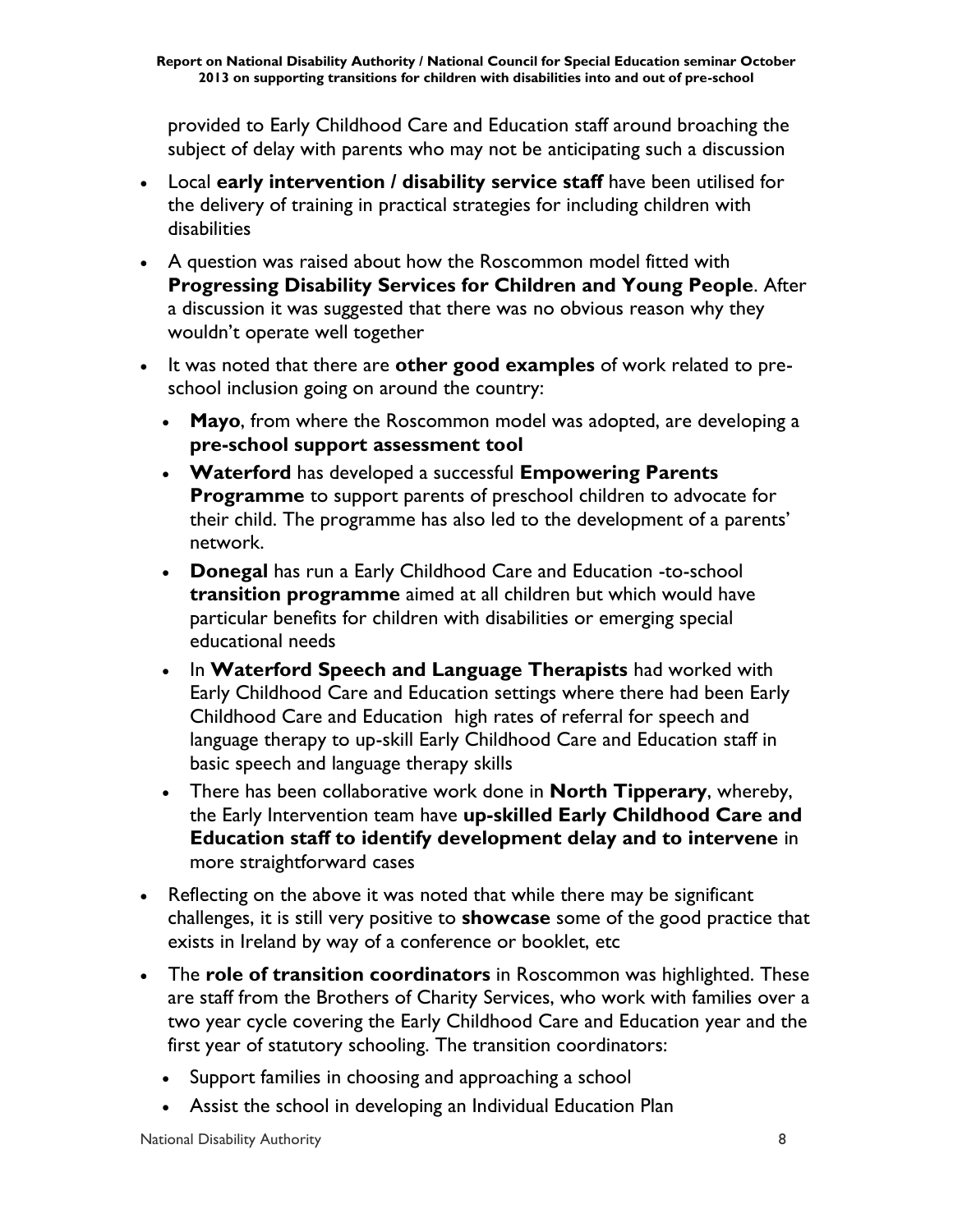provided to Early Childhood Care and Education staff around broaching the subject of delay with parents who may not be anticipating such a discussion

- Local **early intervention / disability service staff** have been utilised for the delivery of training in practical strategies for including children with disabilities
- A question was raised about how the Roscommon model fitted with **Progressing Disability Services for Children and Young People**. After a discussion it was suggested that there was no obvious reason why they wouldn't operate well together
- It was noted that there are **other good examples** of work related to pre-school inclusion going on around the country:
  - **Mayo**, from where the Roscommon model was adopted, are developing a **pre-school support assessment tool**
  - **Waterford** has developed a successful **Empowering Parents Programme** to support parents of preschool children to advocate for their child. The programme has also led to the development of a parents' network.
  - **Donegal** has run a Early Childhood Care and Education -to-school **transition programme** aimed at all children but which would have particular benefits for children with disabilities or emerging special educational needs
  - In **Waterford Speech and Language Therapists** had worked with Early Childhood Care and Education settings where there had been Early Childhood Care and Education high rates of referral for speech and language therapy to up-skill Early Childhood Care and Education staff in basic speech and language therapy skills
  - There has been collaborative work done in **North Tipperary**, whereby, the Early Intervention team have **up-skilled Early Childhood Care and Education staff to identify development delay and to intervene** in more straightforward cases
- Reflecting on the above it was noted that while there may be significant challenges, it is still very positive to **showcase** some of the good practice that exists in Ireland by way of a conference or booklet, etc
- The **role of transition coordinators** in Roscommon was highlighted. These are staff from the Brothers of Charity Services, who work with families over a two year cycle covering the Early Childhood Care and Education year and the first year of statutory schooling. The transition coordinators:
  - Support families in choosing and approaching a school
  - Assist the school in developing an Individual Education Plan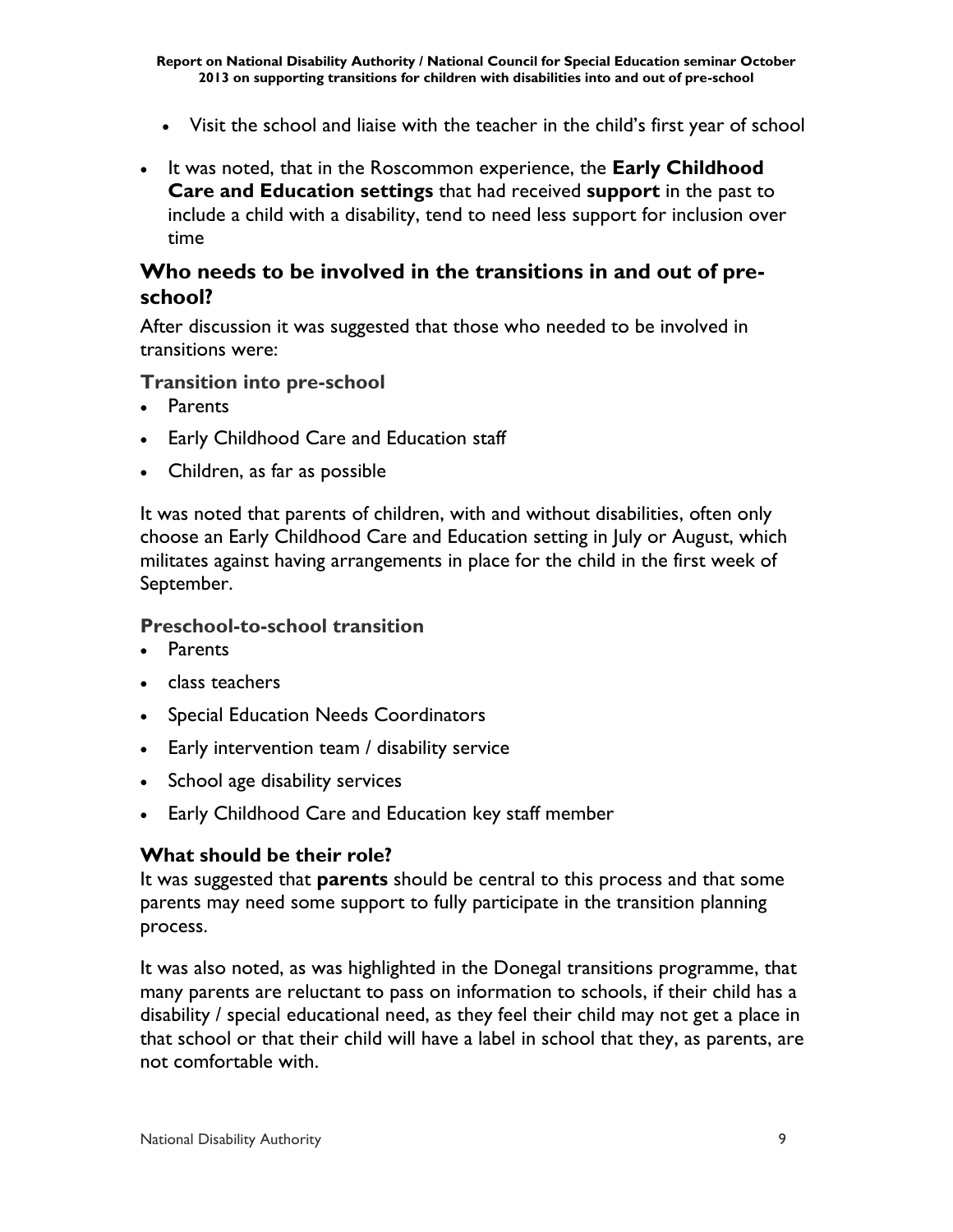- Visit the school and liaise with the teacher in the child's first year of school

- It was noted, that in the Roscommon experience, the **Early Childhood Care and Education settings** that had received **support** in the past to include a child with a disability, tend to need less support for inclusion over time

## Who needs to be involved in the transitions in and out of pre-school?

After discussion it was suggested that those who needed to be involved in transitions were:

### Transition into pre-school

- Parents
- Early Childhood Care and Education staff
- Children, as far as possible

It was noted that parents of children, with and without disabilities, often only choose an Early Childhood Care and Education setting in July or August, which militates against having arrangements in place for the child in the first week of September.

### Preschool-to-school transition

- Parents
- class teachers
- Special Education Needs Coordinators
- Early intervention team / disability service
- School age disability services
- Early Childhood Care and Education key staff member

## What should be their role?

It was suggested that **parents** should be central to this process and that some parents may need some support to fully participate in the transition planning process.

It was also noted, as was highlighted in the Donegal transitions programme, that many parents are reluctant to pass on information to schools, if their child has a disability / special educational need, as they feel their child may not get a place in that school or that their child will have a label in school that they, as parents, are not comfortable with.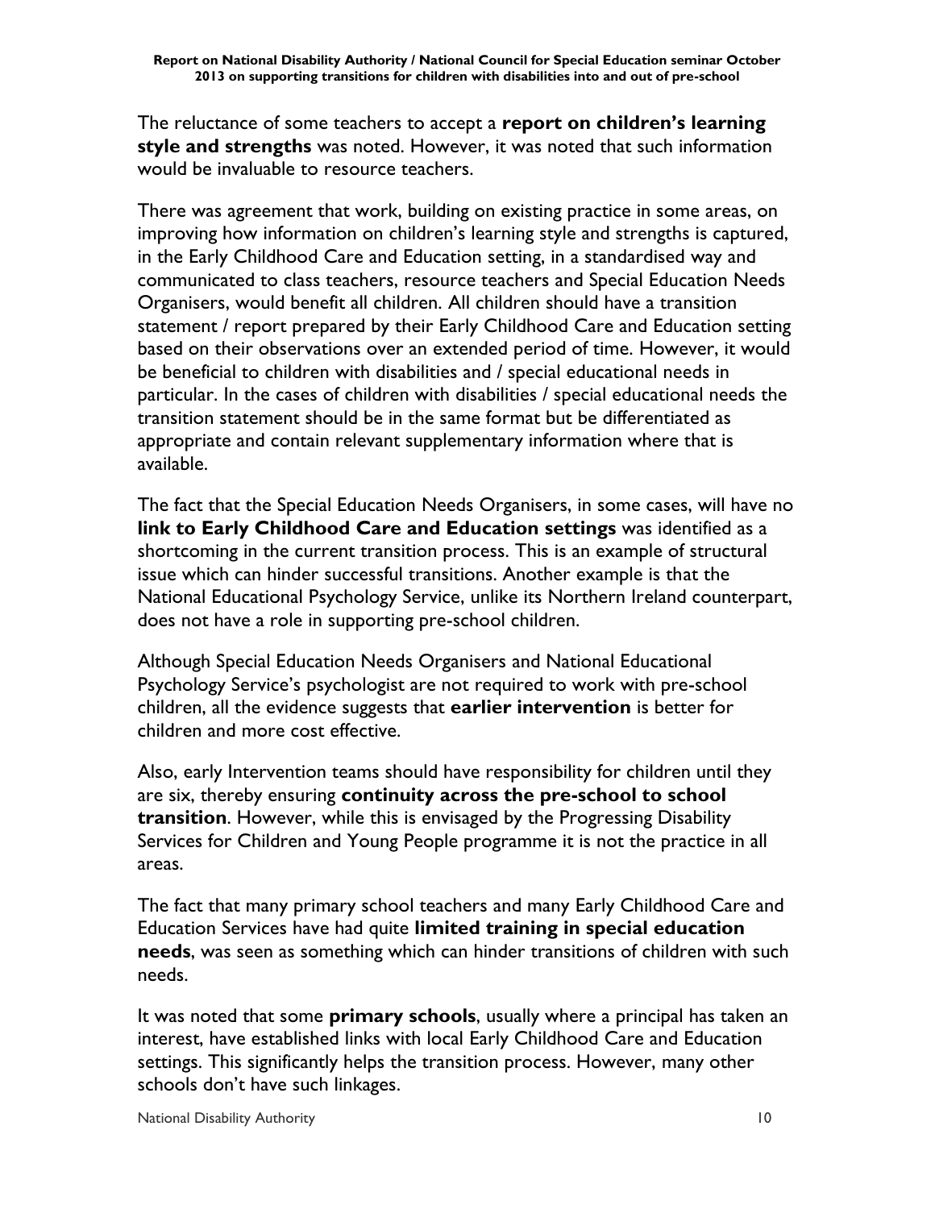The reluctance of some teachers to accept a **report on children's learning style and strengths** was noted. However, it was noted that such information would be invaluable to resource teachers.

There was agreement that work, building on existing practice in some areas, on improving how information on children's learning style and strengths is captured, in the Early Childhood Care and Education setting, in a standardised way and communicated to class teachers, resource teachers and Special Education Needs Organisers, would benefit all children. All children should have a transition statement / report prepared by their Early Childhood Care and Education setting based on their observations over an extended period of time. However, it would be beneficial to children with disabilities and / special educational needs in particular. In the cases of children with disabilities / special educational needs the transition statement should be in the same format but be differentiated as appropriate and contain relevant supplementary information where that is available.

The fact that the Special Education Needs Organisers, in some cases, will have no **link to Early Childhood Care and Education settings** was identified as a shortcoming in the current transition process. This is an example of structural issue which can hinder successful transitions. Another example is that the National Educational Psychology Service, unlike its Northern Ireland counterpart, does not have a role in supporting pre-school children.

Although Special Education Needs Organisers and National Educational Psychology Service's psychologist are not required to work with pre-school children, all the evidence suggests that **earlier intervention** is better for children and more cost effective.

Also, early Intervention teams should have responsibility for children until they are six, thereby ensuring **continuity across the pre-school to school transition**. However, while this is envisaged by the Progressing Disability Services for Children and Young People programme it is not the practice in all areas.

The fact that many primary school teachers and many Early Childhood Care and Education Services have had quite **limited training in special education needs**, was seen as something which can hinder transitions of children with such needs.

It was noted that some **primary schools**, usually where a principal has taken an interest, have established links with local Early Childhood Care and Education settings. This significantly helps the transition process. However, many other schools don't have such linkages.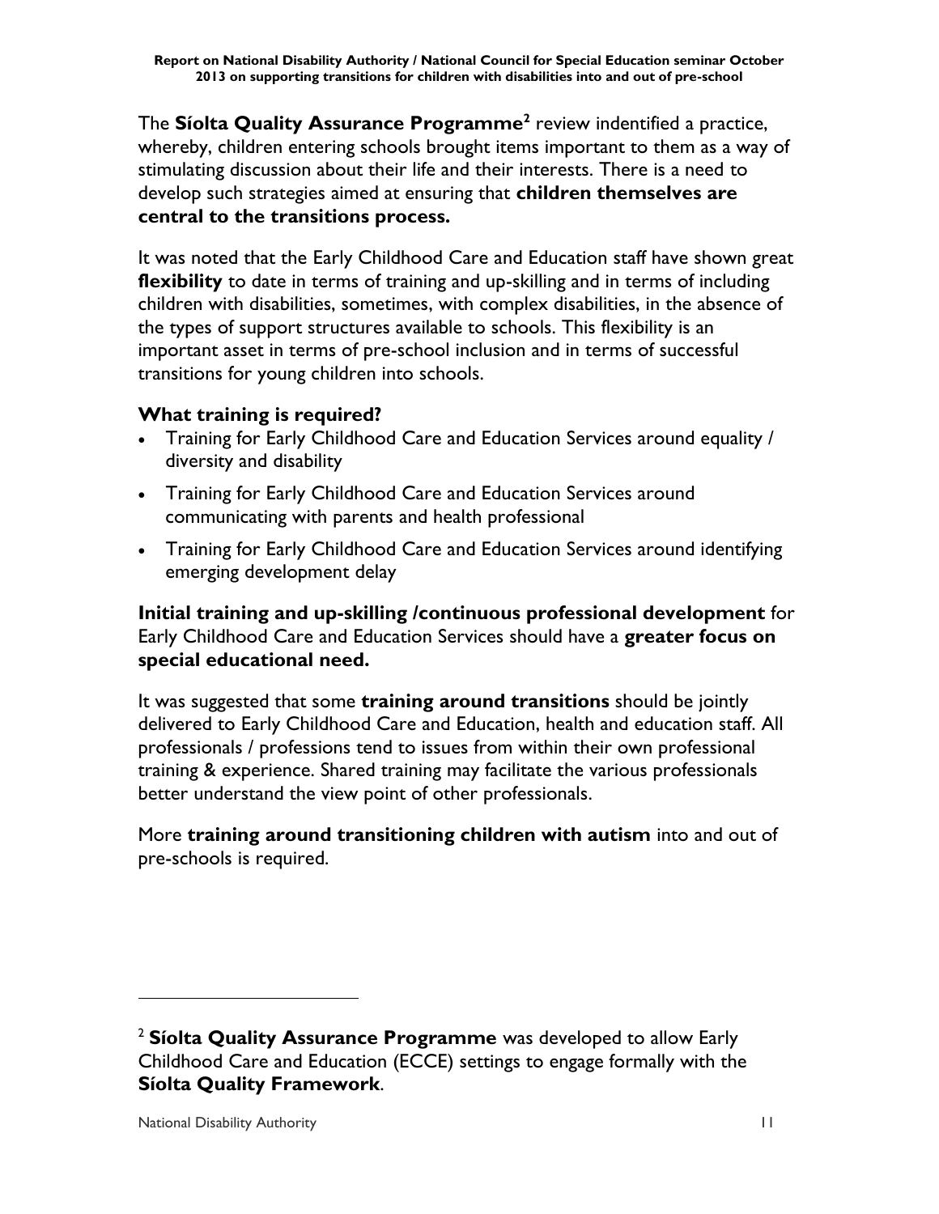The **Síolta Quality Assurance Programme**[2] review indentified a practice, whereby, children entering schools brought items important to them as a way of stimulating discussion about their life and their interests. There is a need to develop such strategies aimed at ensuring that **children themselves are central to the transitions process.**

It was noted that the Early Childhood Care and Education staff have shown great **flexibility** to date in terms of training and up-skilling and in terms of including children with disabilities, sometimes, with complex disabilities, in the absence of the types of support structures available to schools. This flexibility is an important asset in terms of pre-school inclusion and in terms of successful transitions for young children into schools.

### What training is required?

- Training for Early Childhood Care and Education Services around equality / diversity and disability
- Training for Early Childhood Care and Education Services around communicating with parents and health professional
- Training for Early Childhood Care and Education Services around identifying emerging development delay

**Initial training and up-skilling /continuous professional development** for Early Childhood Care and Education Services should have a **greater focus on special educational need.**

It was suggested that some **training around transitions** should be jointly delivered to Early Childhood Care and Education, health and education staff. All professionals / professions tend to issues from within their own professional training & experience. Shared training may facilitate the various professionals better understand the view point of other professionals.

More **training around transitioning children with autism** into and out of pre-schools is required.

---

[2] **Síolta Quality Assurance Programme** was developed to allow Early Childhood Care and Education (ECCE) settings to engage formally with the **Síolta Quality Framework**.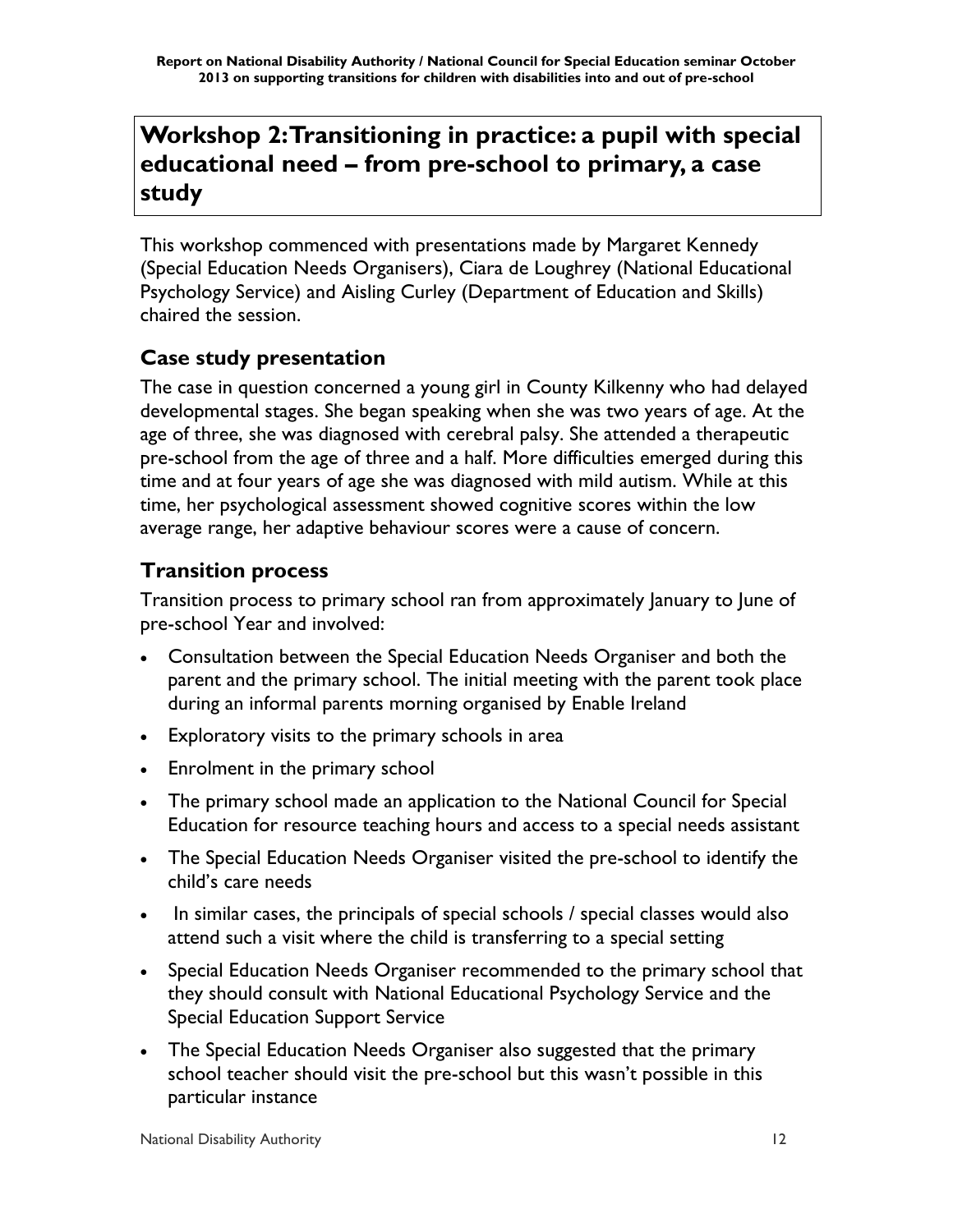## Workshop 2: Transitioning in practice: a pupil with special educational need – from pre-school to primary, a case study

This workshop commenced with presentations made by Margaret Kennedy (Special Education Needs Organisers), Ciara de Loughrey (National Educational Psychology Service) and Aisling Curley (Department of Education and Skills) chaired the session.

### Case study presentation

The case in question concerned a young girl in County Kilkenny who had delayed developmental stages. She began speaking when she was two years of age. At the age of three, she was diagnosed with cerebral palsy. She attended a therapeutic pre-school from the age of three and a half. More difficulties emerged during this time and at four years of age she was diagnosed with mild autism. While at this time, her psychological assessment showed cognitive scores within the low average range, her adaptive behaviour scores were a cause of concern.

### Transition process

Transition process to primary school ran from approximately January to June of pre-school Year and involved:

- Consultation between the Special Education Needs Organiser and both the parent and the primary school. The initial meeting with the parent took place during an informal parents morning organised by Enable Ireland
- Exploratory visits to the primary schools in area
- Enrolment in the primary school
- The primary school made an application to the National Council for Special Education for resource teaching hours and access to a special needs assistant
- The Special Education Needs Organiser visited the pre-school to identify the child's care needs
- In similar cases, the principals of special schools / special classes would also attend such a visit where the child is transferring to a special setting
- Special Education Needs Organiser recommended to the primary school that they should consult with National Educational Psychology Service and the Special Education Support Service
- The Special Education Needs Organiser also suggested that the primary school teacher should visit the pre-school but this wasn't possible in this particular instance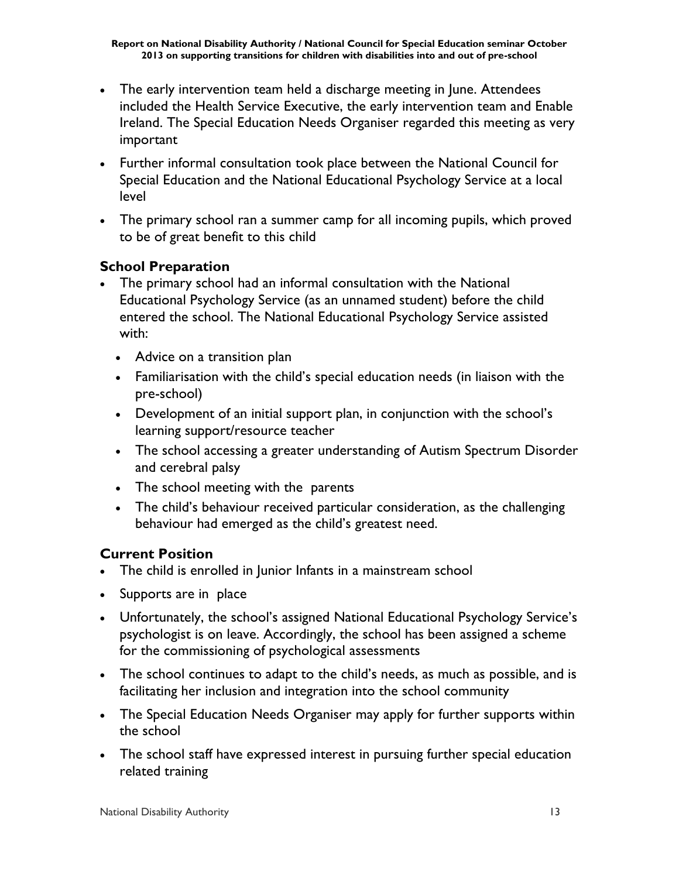- The early intervention team held a discharge meeting in June. Attendees included the Health Service Executive, the early intervention team and Enable Ireland. The Special Education Needs Organiser regarded this meeting as very important
- Further informal consultation took place between the National Council for Special Education and the National Educational Psychology Service at a local level
- The primary school ran a summer camp for all incoming pupils, which proved to be of great benefit to this child

### School Preparation

- The primary school had an informal consultation with the National Educational Psychology Service (as an unnamed student) before the child entered the school. The National Educational Psychology Service assisted with:
  - Advice on a transition plan
  - Familiarisation with the child's special education needs (in liaison with the pre-school)
  - Development of an initial support plan, in conjunction with the school's learning support/resource teacher
  - The school accessing a greater understanding of Autism Spectrum Disorder and cerebral palsy
  - The school meeting with the parents
  - The child's behaviour received particular consideration, as the challenging behaviour had emerged as the child's greatest need.

### Current Position

- The child is enrolled in Junior Infants in a mainstream school
- Supports are in place
- Unfortunately, the school's assigned National Educational Psychology Service's psychologist is on leave. Accordingly, the school has been assigned a scheme for the commissioning of psychological assessments
- The school continues to adapt to the child's needs, as much as possible, and is facilitating her inclusion and integration into the school community
- The Special Education Needs Organiser may apply for further supports within the school
- The school staff have expressed interest in pursuing further special education related training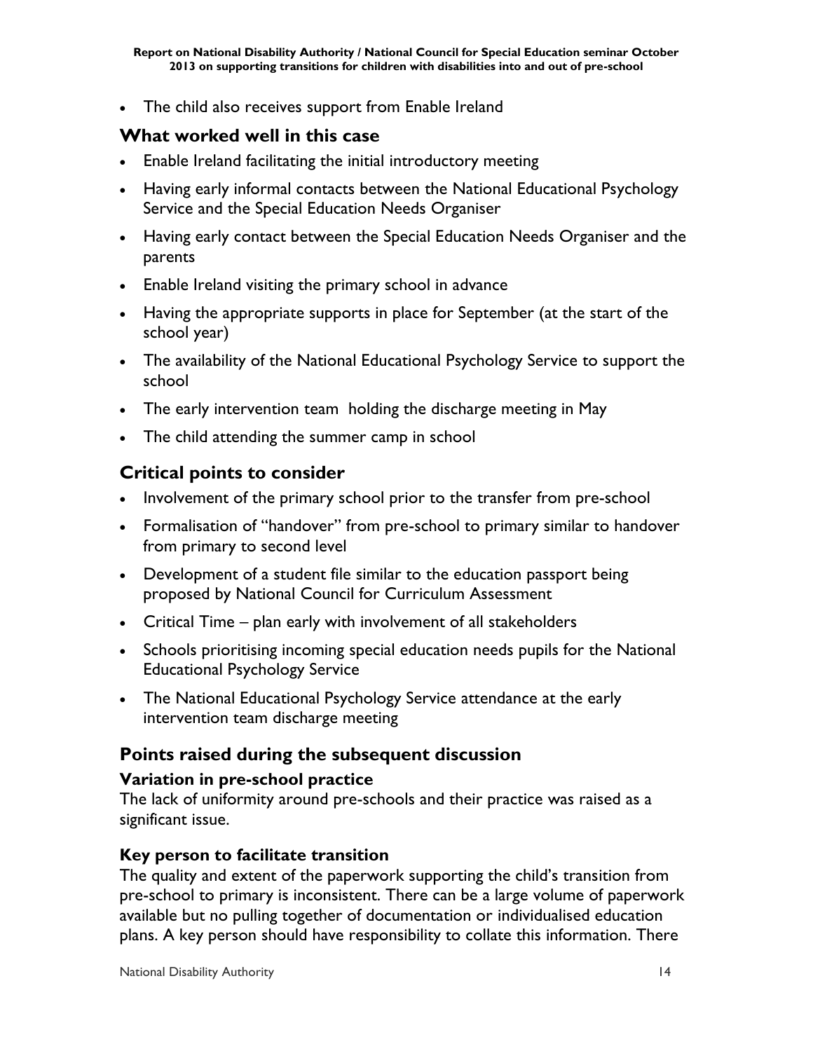- The child also receives support from Enable Ireland

## What worked well in this case

- Enable Ireland facilitating the initial introductory meeting
- Having early informal contacts between the National Educational Psychology Service and the Special Education Needs Organiser
- Having early contact between the Special Education Needs Organiser and the parents
- Enable Ireland visiting the primary school in advance
- Having the appropriate supports in place for September (at the start of the school year)
- The availability of the National Educational Psychology Service to support the school
- The early intervention team holding the discharge meeting in May
- The child attending the summer camp in school

## Critical points to consider

- Involvement of the primary school prior to the transfer from pre-school
- Formalisation of "handover" from pre-school to primary similar to handover from primary to second level
- Development of a student file similar to the education passport being proposed by National Council for Curriculum Assessment
- Critical Time – plan early with involvement of all stakeholders
- Schools prioritising incoming special education needs pupils for the National Educational Psychology Service
- The National Educational Psychology Service attendance at the early intervention team discharge meeting

## Points raised during the subsequent discussion

### Variation in pre-school practice

The lack of uniformity around pre-schools and their practice was raised as a significant issue.

### Key person to facilitate transition

The quality and extent of the paperwork supporting the child's transition from pre-school to primary is inconsistent. There can be a large volume of paperwork available but no pulling together of documentation or individualised education plans. A key person should have responsibility to collate this information. There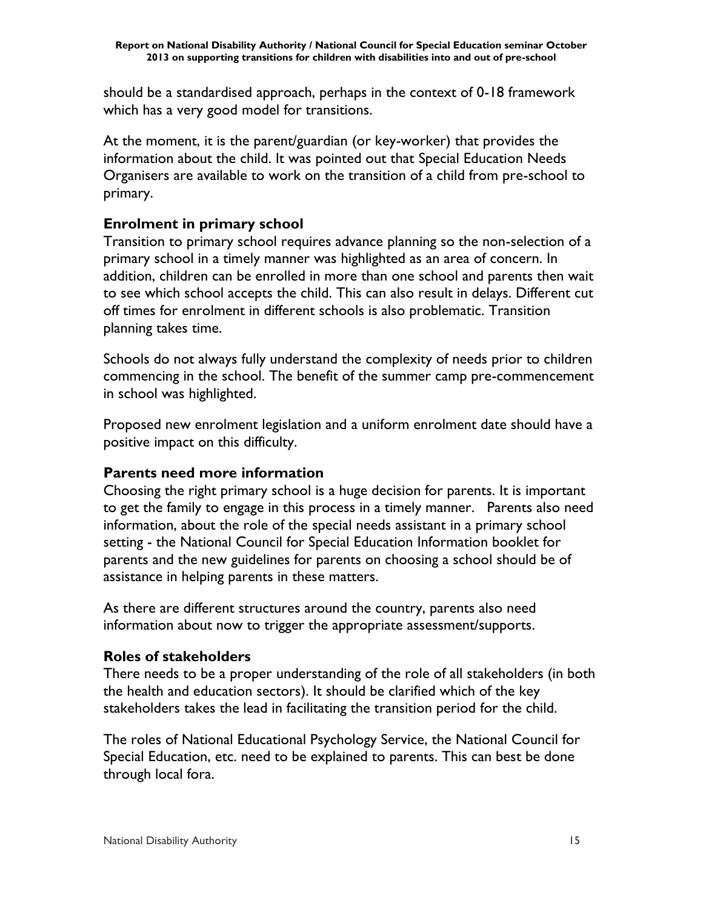should be a standardised approach, perhaps in the context of 0-18 framework which has a very good model for transitions.

At the moment, it is the parent/guardian (or key-worker) that provides the information about the child. It was pointed out that Special Education Needs Organisers are available to work on the transition of a child from pre-school to primary.

### Enrolment in primary school

Transition to primary school requires advance planning so the non-selection of a primary school in a timely manner was highlighted as an area of concern. In addition, children can be enrolled in more than one school and parents then wait to see which school accepts the child. This can also result in delays. Different cut off times for enrolment in different schools is also problematic. Transition planning takes time.

Schools do not always fully understand the complexity of needs prior to children commencing in the school. The benefit of the summer camp pre-commencement in school was highlighted.

Proposed new enrolment legislation and a uniform enrolment date should have a positive impact on this difficulty.

### Parents need more information

Choosing the right primary school is a huge decision for parents. It is important to get the family to engage in this process in a timely manner. Parents also need information, about the role of the special needs assistant in a primary school setting - the National Council for Special Education Information booklet for parents and the new guidelines for parents on choosing a school should be of assistance in helping parents in these matters.

As there are different structures around the country, parents also need information about now to trigger the appropriate assessment/supports.

### Roles of stakeholders

There needs to be a proper understanding of the role of all stakeholders (in both the health and education sectors). It should be clarified which of the key stakeholders takes the lead in facilitating the transition period for the child.

The roles of National Educational Psychology Service, the National Council for Special Education, etc. need to be explained to parents. This can best be done through local fora.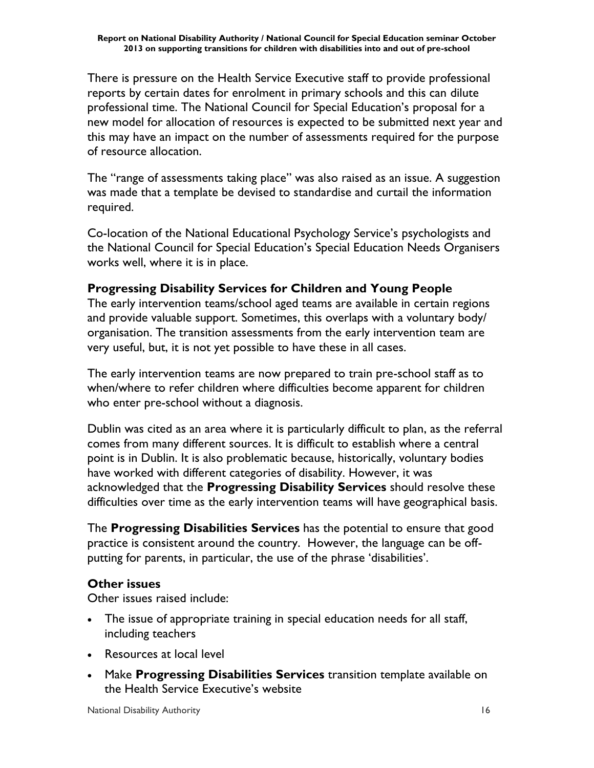There is pressure on the Health Service Executive staff to provide professional reports by certain dates for enrolment in primary schools and this can dilute professional time. The National Council for Special Education's proposal for a new model for allocation of resources is expected to be submitted next year and this may have an impact on the number of assessments required for the purpose of resource allocation.

The "range of assessments taking place" was also raised as an issue. A suggestion was made that a template be devised to standardise and curtail the information required.

Co-location of the National Educational Psychology Service's psychologists and the National Council for Special Education's Special Education Needs Organisers works well, where it is in place.

### Progressing Disability Services for Children and Young People

The early intervention teams/school aged teams are available in certain regions and provide valuable support. Sometimes, this overlaps with a voluntary body/ organisation. The transition assessments from the early intervention team are very useful, but, it is not yet possible to have these in all cases.

The early intervention teams are now prepared to train pre-school staff as to when/where to refer children where difficulties become apparent for children who enter pre-school without a diagnosis.

Dublin was cited as an area where it is particularly difficult to plan, as the referral comes from many different sources. It is difficult to establish where a central point is in Dublin. It is also problematic because, historically, voluntary bodies have worked with different categories of disability. However, it was acknowledged that the **Progressing Disability Services** should resolve these difficulties over time as the early intervention teams will have geographical basis.

The **Progressing Disabilities Services** has the potential to ensure that good practice is consistent around the country. However, the language can be off-putting for parents, in particular, the use of the phrase 'disabilities'.

### Other issues

Other issues raised include:

- The issue of appropriate training in special education needs for all staff, including teachers
- Resources at local level
- Make **Progressing Disabilities Services** transition template available on the Health Service Executive's website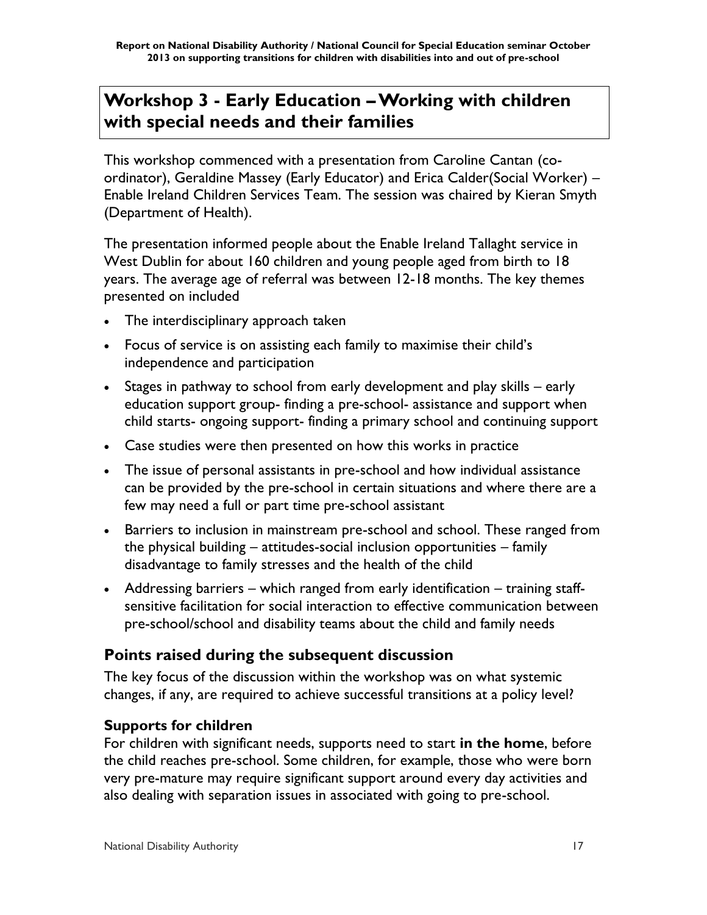## Workshop 3 - Early Education – Working with children with special needs and their families

This workshop commenced with a presentation from Caroline Cantan (co-ordinator), Geraldine Massey (Early Educator) and Erica Calder(Social Worker) – Enable Ireland Children Services Team. The session was chaired by Kieran Smyth (Department of Health).

The presentation informed people about the Enable Ireland Tallaght service in West Dublin for about 160 children and young people aged from birth to 18 years. The average age of referral was between 12-18 months. The key themes presented on included

- The interdisciplinary approach taken
- Focus of service is on assisting each family to maximise their child's independence and participation
- Stages in pathway to school from early development and play skills – early education support group- finding a pre-school- assistance and support when child starts- ongoing support- finding a primary school and continuing support
- Case studies were then presented on how this works in practice
- The issue of personal assistants in pre-school and how individual assistance can be provided by the pre-school in certain situations and where there are a few may need a full or part time pre-school assistant
- Barriers to inclusion in mainstream pre-school and school. These ranged from the physical building – attitudes-social inclusion opportunities – family disadvantage to family stresses and the health of the child
- Addressing barriers – which ranged from early identification – training staff-sensitive facilitation for social interaction to effective communication between pre-school/school and disability teams about the child and family needs

### Points raised during the subsequent discussion

The key focus of the discussion within the workshop was on what systemic changes, if any, are required to achieve successful transitions at a policy level?

#### Supports for children

For children with significant needs, supports need to start **in the home**, before the child reaches pre-school. Some children, for example, those who were born very pre-mature may require significant support around every day activities and also dealing with separation issues in associated with going to pre-school.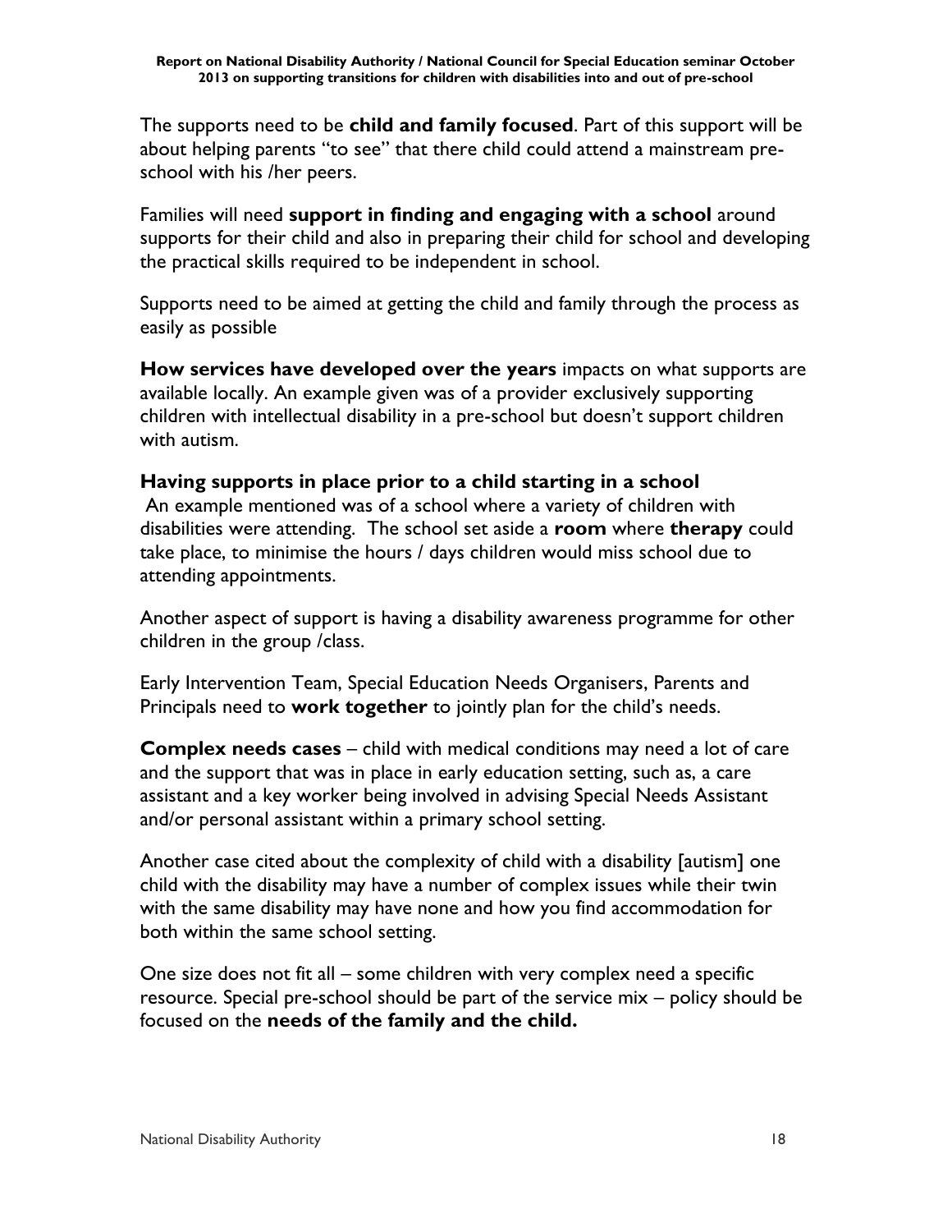The supports need to be **child and family focused**. Part of this support will be about helping parents "to see" that there child could attend a mainstream pre-school with his /her peers.

Families will need **support in finding and engaging with a school** around supports for their child and also in preparing their child for school and developing the practical skills required to be independent in school.

Supports need to be aimed at getting the child and family through the process as easily as possible

**How services have developed over the years** impacts on what supports are available locally. An example given was of a provider exclusively supporting children with intellectual disability in a pre-school but doesn't support children with autism.

**Having supports in place prior to a child starting in a school**
An example mentioned was of a school where a variety of children with disabilities were attending. The school set aside a **room** where **therapy** could take place, to minimise the hours / days children would miss school due to attending appointments.

Another aspect of support is having a disability awareness programme for other children in the group /class.

Early Intervention Team, Special Education Needs Organisers, Parents and Principals need to **work together** to jointly plan for the child's needs.

**Complex needs cases** – child with medical conditions may need a lot of care and the support that was in place in early education setting, such as, a care assistant and a key worker being involved in advising Special Needs Assistant and/or personal assistant within a primary school setting.

Another case cited about the complexity of child with a disability [autism] one child with the disability may have a number of complex issues while their twin with the same disability may have none and how you find accommodation for both within the same school setting.

One size does not fit all – some children with very complex need a specific resource. Special pre-school should be part of the service mix – policy should be focused on the **needs of the family and the child.**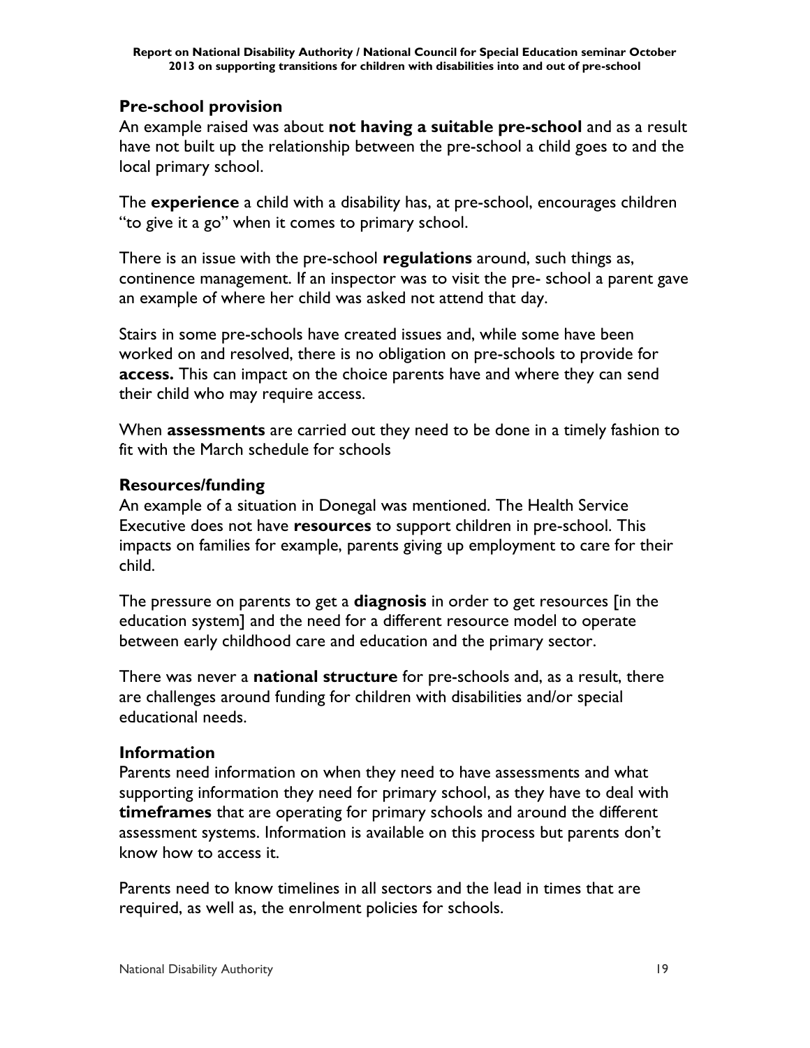### Pre-school provision

An example raised was about **not having a suitable pre-school** and as a result have not built up the relationship between the pre-school a child goes to and the local primary school.

The **experience** a child with a disability has, at pre-school, encourages children "to give it a go" when it comes to primary school.

There is an issue with the pre-school **regulations** around, such things as, continence management. If an inspector was to visit the pre- school a parent gave an example of where her child was asked not attend that day.

Stairs in some pre-schools have created issues and, while some have been worked on and resolved, there is no obligation on pre-schools to provide for **access.** This can impact on the choice parents have and where they can send their child who may require access.

When **assessments** are carried out they need to be done in a timely fashion to fit with the March schedule for schools

### Resources/funding

An example of a situation in Donegal was mentioned. The Health Service Executive does not have **resources** to support children in pre-school. This impacts on families for example, parents giving up employment to care for their child.

The pressure on parents to get a **diagnosis** in order to get resources [in the education system] and the need for a different resource model to operate between early childhood care and education and the primary sector.

There was never a **national structure** for pre-schools and, as a result, there are challenges around funding for children with disabilities and/or special educational needs.

### Information

Parents need information on when they need to have assessments and what supporting information they need for primary school, as they have to deal with **timeframes** that are operating for primary schools and around the different assessment systems. Information is available on this process but parents don't know how to access it.

Parents need to know timelines in all sectors and the lead in times that are required, as well as, the enrolment policies for schools.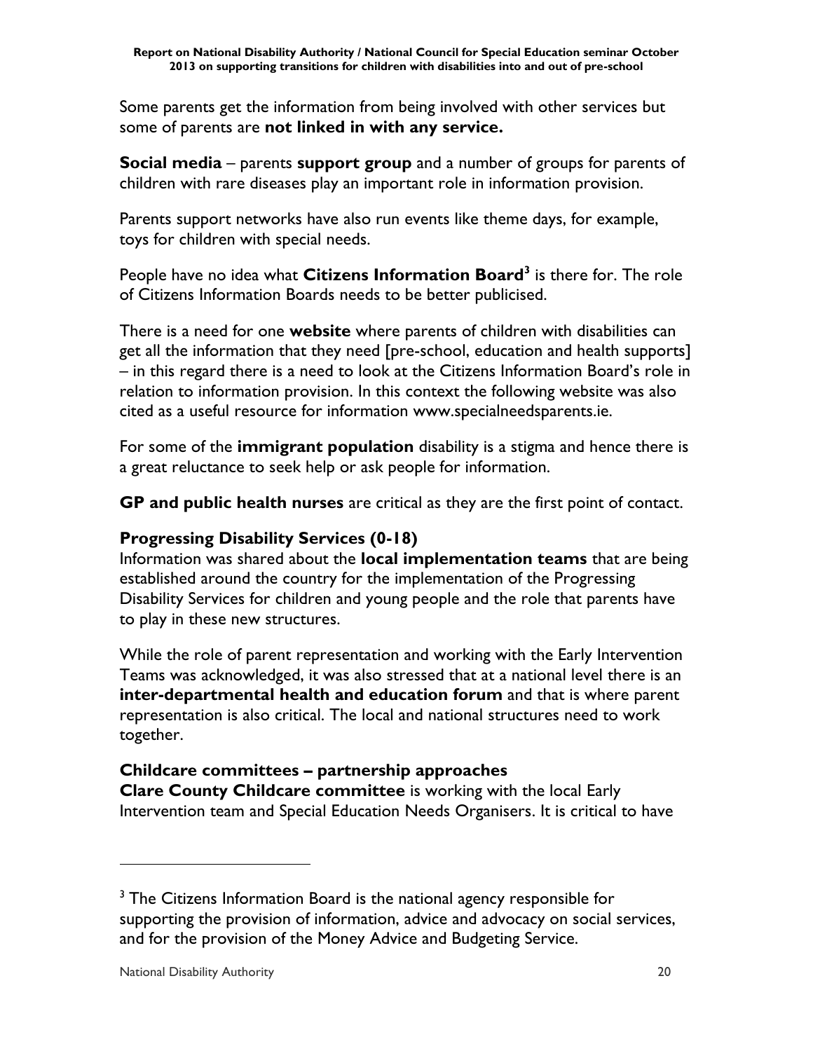Some parents get the information from being involved with other services but some of parents are **not linked in with any service.**

**Social media** – parents **support group** and a number of groups for parents of children with rare diseases play an important role in information provision.

Parents support networks have also run events like theme days, for example, toys for children with special needs.

People have no idea what **Citizens Information Board**[3] is there for. The role of Citizens Information Boards needs to be better publicised.

There is a need for one **website** where parents of children with disabilities can get all the information that they need [pre-school, education and health supports] – in this regard there is a need to look at the Citizens Information Board's role in relation to information provision. In this context the following website was also cited as a useful resource for information www.specialneedsparents.ie.

For some of the **immigrant population** disability is a stigma and hence there is a great reluctance to seek help or ask people for information.

**GP and public health nurses** are critical as they are the first point of contact.

### Progressing Disability Services (0-18)

Information was shared about the **local implementation teams** that are being established around the country for the implementation of the Progressing Disability Services for children and young people and the role that parents have to play in these new structures.

While the role of parent representation and working with the Early Intervention Teams was acknowledged, it was also stressed that at a national level there is an **inter-departmental health and education forum** and that is where parent representation is also critical. The local and national structures need to work together.

### Childcare committees – partnership approaches

**Clare County Childcare committee** is working with the local Early Intervention team and Special Education Needs Organisers. It is critical to have

---

[3] The Citizens Information Board is the national agency responsible for supporting the provision of information, advice and advocacy on social services, and for the provision of the Money Advice and Budgeting Service.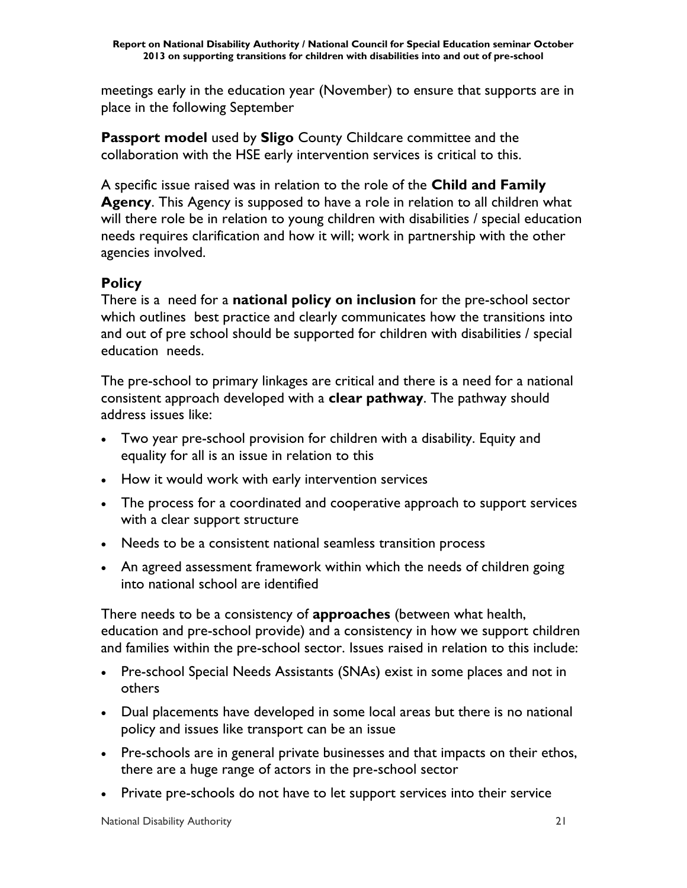meetings early in the education year (November) to ensure that supports are in place in the following September

**Passport model** used by **Sligo** County Childcare committee and the collaboration with the HSE early intervention services is critical to this.

A specific issue raised was in relation to the role of the **Child and Family Agency**. This Agency is supposed to have a role in relation to all children what will there role be in relation to young children with disabilities / special education needs requires clarification and how it will; work in partnership with the other agencies involved.

## Policy

There is a need for a **national policy on inclusion** for the pre-school sector which outlines best practice and clearly communicates how the transitions into and out of pre school should be supported for children with disabilities / special education needs.

The pre-school to primary linkages are critical and there is a need for a national consistent approach developed with a **clear pathway**. The pathway should address issues like:

- Two year pre-school provision for children with a disability. Equity and equality for all is an issue in relation to this
- How it would work with early intervention services
- The process for a coordinated and cooperative approach to support services with a clear support structure
- Needs to be a consistent national seamless transition process
- An agreed assessment framework within which the needs of children going into national school are identified

There needs to be a consistency of **approaches** (between what health, education and pre-school provide) and a consistency in how we support children and families within the pre-school sector. Issues raised in relation to this include:

- Pre-school Special Needs Assistants (SNAs) exist in some places and not in others
- Dual placements have developed in some local areas but there is no national policy and issues like transport can be an issue
- Pre-schools are in general private businesses and that impacts on their ethos, there are a huge range of actors in the pre-school sector
- Private pre-schools do not have to let support services into their service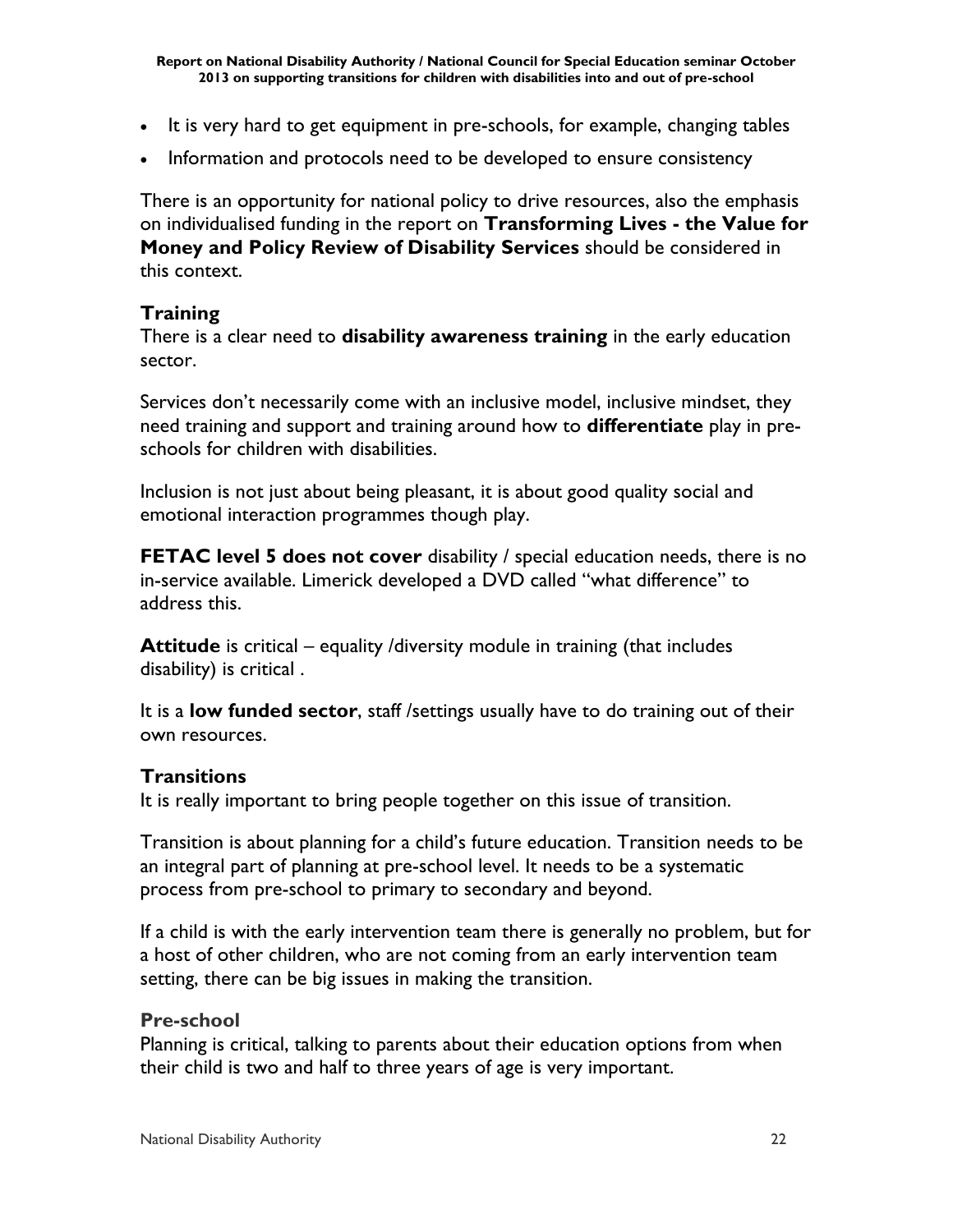- It is very hard to get equipment in pre-schools, for example, changing tables
- Information and protocols need to be developed to ensure consistency

There is an opportunity for national policy to drive resources, also the emphasis on individualised funding in the report on **Transforming Lives - the Value for Money and Policy Review of Disability Services** should be considered in this context.

### Training

There is a clear need to **disability awareness training** in the early education sector.

Services don't necessarily come with an inclusive model, inclusive mindset, they need training and support and training around how to **differentiate** play in pre-schools for children with disabilities.

Inclusion is not just about being pleasant, it is about good quality social and emotional interaction programmes though play.

**FETAC level 5 does not cover** disability / special education needs, there is no in-service available. Limerick developed a DVD called "what difference" to address this.

**Attitude** is critical – equality /diversity module in training (that includes disability) is critical .

It is a **low funded sector**, staff /settings usually have to do training out of their own resources.

### Transitions

It is really important to bring people together on this issue of transition.

Transition is about planning for a child's future education. Transition needs to be an integral part of planning at pre-school level. It needs to be a systematic process from pre-school to primary to secondary and beyond.

If a child is with the early intervention team there is generally no problem, but for a host of other children, who are not coming from an early intervention team setting, there can be big issues in making the transition.

#### Pre-school

Planning is critical, talking to parents about their education options from when their child is two and half to three years of age is very important.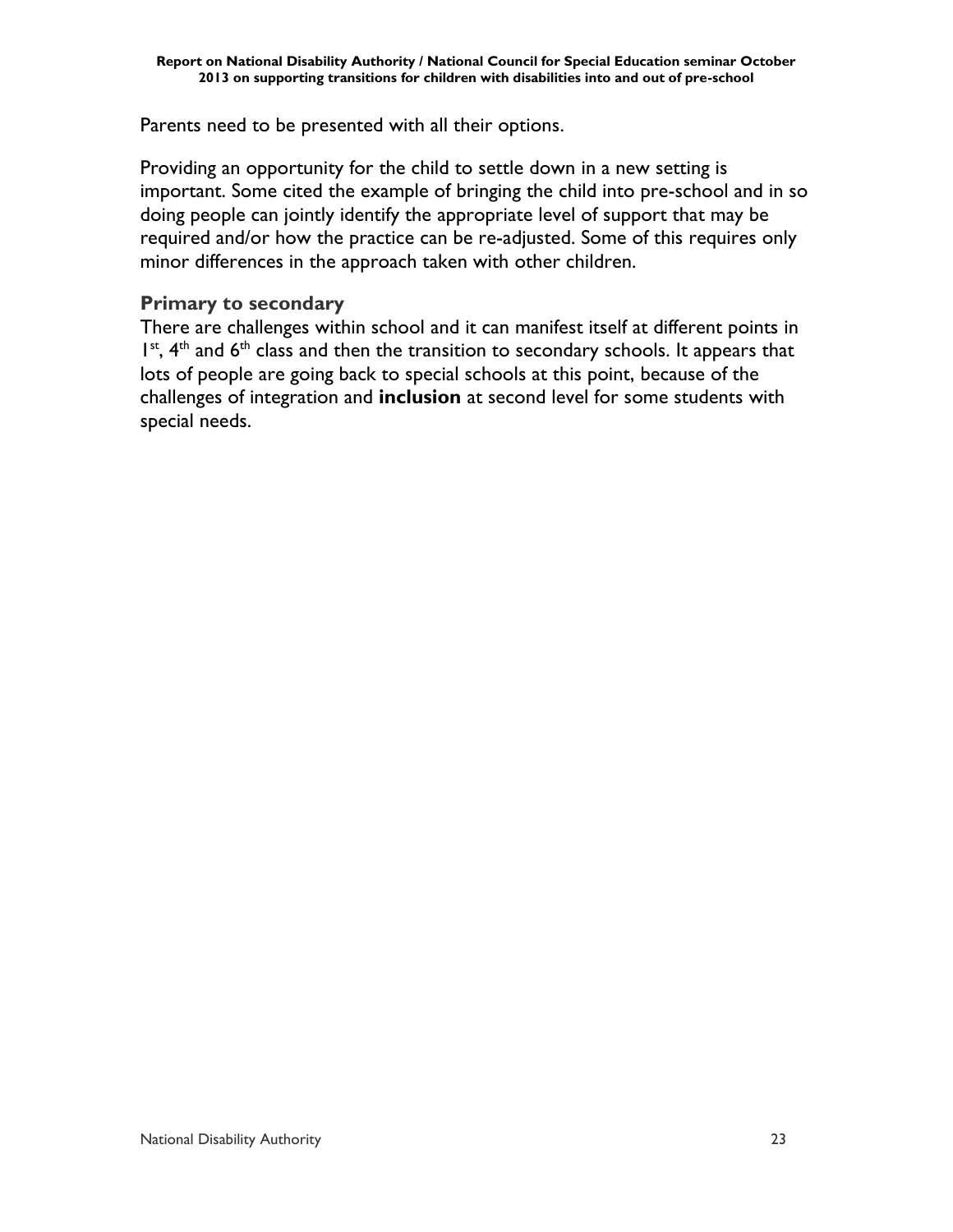Parents need to be presented with all their options.

Providing an opportunity for the child to settle down in a new setting is important. Some cited the example of bringing the child into pre-school and in so doing people can jointly identify the appropriate level of support that may be required and/or how the practice can be re-adjusted. Some of this requires only minor differences in the approach taken with other children.

### Primary to secondary

There are challenges within school and it can manifest itself at different points in 1st, 4th and 6th class and then the transition to secondary schools. It appears that lots of people are going back to special schools at this point, because of the challenges of integration and **inclusion** at second level for some students with special needs.